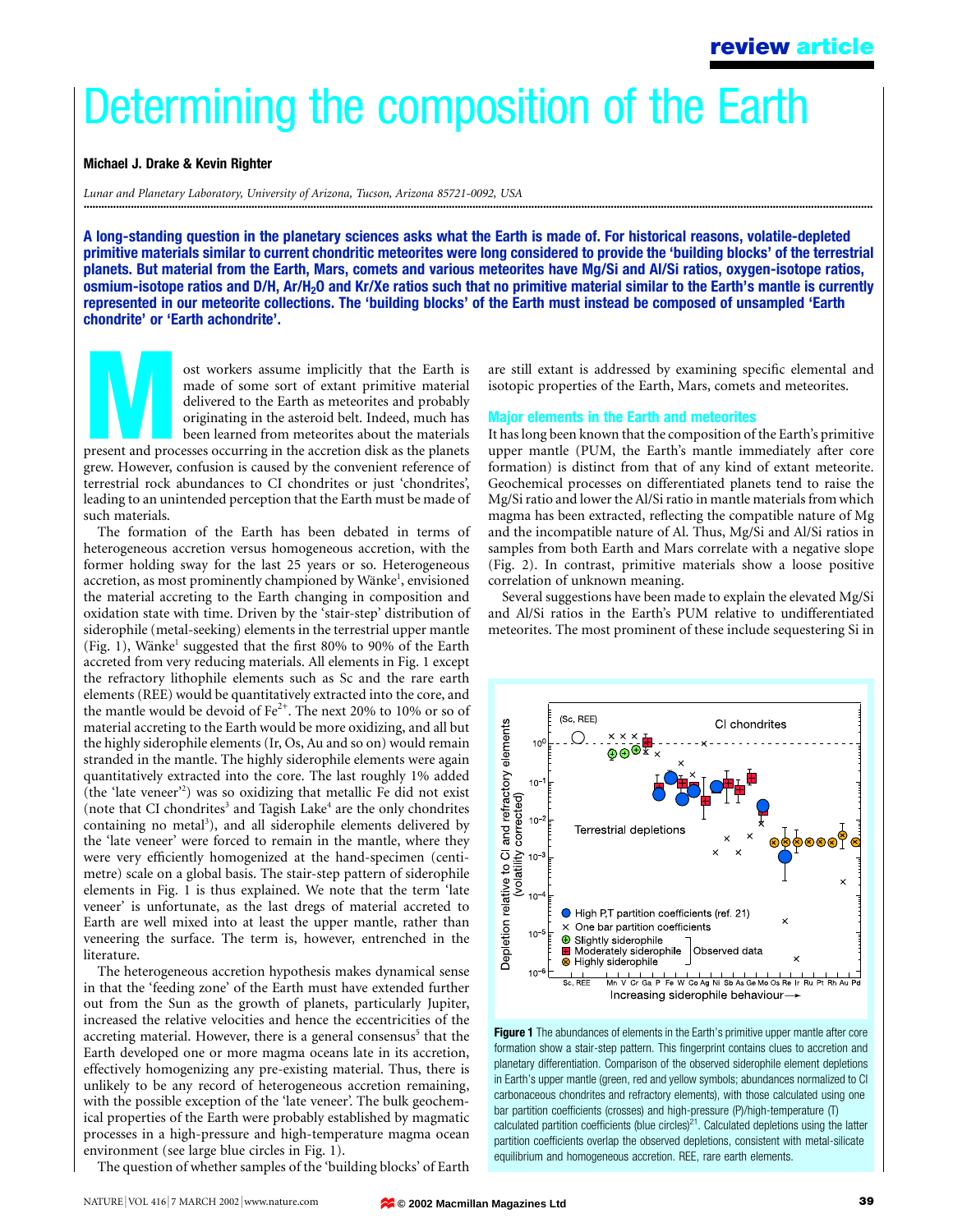# Determining the composition of the Earth

**Michael J. Drake & Kevin Righter**

*Lunar and Planetary Laboratory, University of Arizona, Tucson, Arizona 85721-0092, USA*

**A long-standing question in the planetary sciences asks what the Earth is made of. For historical reasons, volatile-depleted primitive materials similar to current chondritic meteorites were long considered to provide the 'building blocks' of the terrestrial planets. But material from the Earth, Mars, comets and various meteorites have Mg/Si and Al/Si ratios, oxygen-isotope ratios, osmium-isotope ratios and D/H, Ar/$H_2O$ and Kr/Xe ratios such that no primitive material similar to the Earth's mantle is currently represented in our meteorite collections. The 'building blocks' of the Earth must instead be composed of unsampled 'Earth chondrite' or 'Earth achondrite'.**

Most workers assume implicitly that the Earth is made of some sort of extant primitive material delivered to the Earth as meteorites and probably originating in the asteroid belt. Indeed, much has been learned from meteorites about the materials present and processes occurring in the accretion disk as the planets grew. However, confusion is caused by the convenient reference of terrestrial rock abundances to CI chondrites or just 'chondrites', leading to an unintended perception that the Earth must be made of such materials.

The formation of the Earth has been debated in terms of heterogeneous accretion versus homogeneous accretion, with the former holding sway for the last 25 years or so. Heterogeneous accretion, as most prominently championed by Wänke[1], envisioned the material accreting to the Earth changing in composition and oxidation state with time. Driven by the 'stair-step' distribution of siderophile (metal-seeking) elements in the terrestrial upper mantle (Fig. 1), Wänke[1] suggested that the first 80% to 90% of the Earth accreted from very reducing materials. All elements in Fig. 1 except the refractory lithophile elements such as Sc and the rare earth elements (REE) would be quantitatively extracted into the core, and the mantle would be devoid of $Fe^{2+}$. The next 20% to 10% or so of material accreting to the Earth would be more oxidizing, and all but the highly siderophile elements (Ir, Os, Au and so on) would remain stranded in the mantle. The highly siderophile elements were again quantitatively extracted into the core. The last roughly 1% added (the 'late veneer'[2]) was so oxidizing that metallic Fe did not exist (note that CI chondrites[3] and Tagish Lake[4] are the only chondrites containing no metal[3]), and all siderophile elements delivered by the 'late veneer' were forced to remain in the mantle, where they were very efficiently homogenized at the hand-specimen (centimetre) scale on a global basis. The stair-step pattern of siderophile elements in Fig. 1 is thus explained. We note that the term 'late veneer' is unfortunate, as the last dregs of material accreted to Earth are well mixed into at least the upper mantle, rather than veneering the surface. The term is, however, entrenched in the literature.

The heterogeneous accretion hypothesis makes dynamical sense in that the 'feeding zone' of the Earth must have extended further out from the Sun as the growth of planets, particularly Jupiter, increased the relative velocities and hence the eccentricities of the accreting material. However, there is a general consensus[5] that the Earth developed one or more magma oceans late in its accretion, effectively homogenizing any pre-existing material. Thus, there is unlikely to be any record of heterogeneous accretion remaining, with the possible exception of the 'late veneer'. The bulk geochemical properties of the Earth were probably established by magmatic processes in a high-pressure and high-temperature magma ocean environment (see large blue circles in Fig. 1).

The question of whether samples of the 'building blocks' of Earth are still extant is addressed by examining specific elemental and isotopic properties of the Earth, Mars, comets and meteorites.

## Major elements in the Earth and meteorites

It has long been known that the composition of the Earth's primitive upper mantle (PUM, the Earth's mantle immediately after core formation) is distinct from that of any kind of extant meteorite. Geochemical processes on differentiated planets tend to raise the Mg/Si ratio and lower the Al/Si ratio in mantle materials from which magma has been extracted, reflecting the compatible nature of Mg and the incompatible nature of Al. Thus, Mg/Si and Al/Si ratios in samples from both Earth and Mars correlate with a negative slope (Fig. 2). In contrast, primitive materials show a loose positive correlation of unknown meaning.

Several suggestions have been made to explain the elevated Mg/Si and Al/Si ratios in the Earth's PUM relative to undifferentiated meteorites. The most prominent of these include sequestering Si in

**Figure 1** The abundances of elements in the Earth's primitive upper mantle after core formation show a stair-step pattern. This fingerprint contains clues to accretion and planetary differentiation. Comparison of the observed siderophile element depletions in Earth's upper mantle (green, red and yellow symbols; abundances normalized to CI carbonaceous chondrites and refractory elements), with those calculated using one bar partition coefficients (crosses) and high-pressure (P)/high-temperature (T) calculated partition coefficients (blue circles)[21]. Calculated depletions using the latter partition coefficients overlap the observed depletions, consistent with metal-silicate equilibrium and homogeneous accretion. REE, rare earth elements.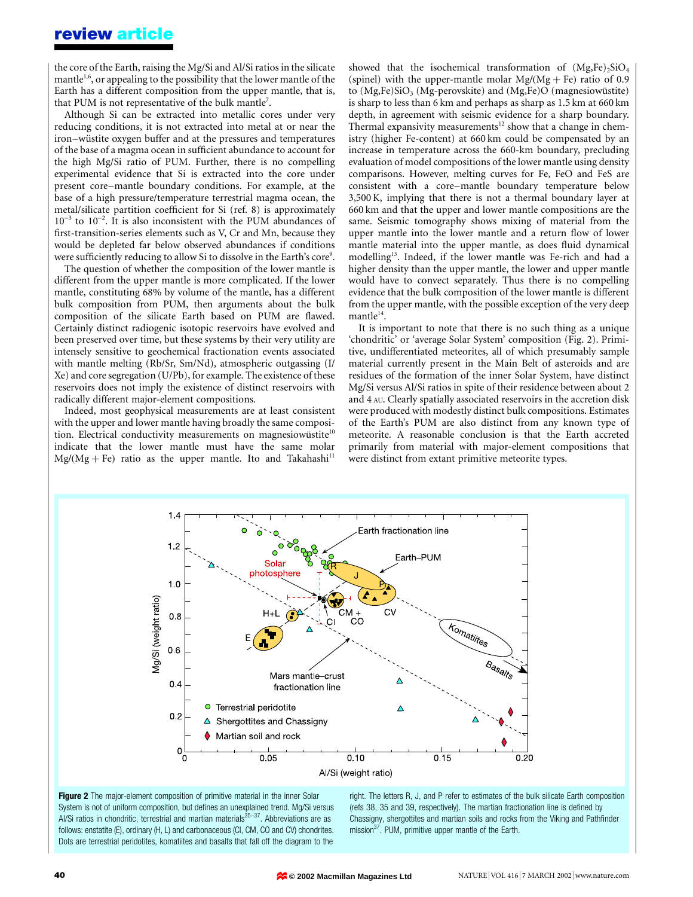the core of the Earth, raising the Mg/Si and Al/Si ratios in the silicate mantle[1,6], or appealing to the possibility that the lower mantle of the Earth has a different composition from the upper mantle, that is, that PUM is not representative of the bulk mantle[7].

Although Si can be extracted into metallic cores under very reducing conditions, it is not extracted into metal at or near the iron–wüstite oxygen buffer and at the pressures and temperatures of the base of a magma ocean in sufficient abundance to account for the high Mg/Si ratio of PUM. Further, there is no compelling experimental evidence that Si is extracted into the core under present core–mantle boundary conditions. For example, at the base of a high pressure/temperature terrestrial magma ocean, the metal/silicate partition coefficient for Si (ref. 8) is approximately $10^{-3}$ to $10^{-2}$. It is also inconsistent with the PUM abundances of first-transition-series elements such as V, Cr and Mn, because they would be depleted far below observed abundances if conditions were sufficiently reducing to allow Si to dissolve in the Earth's core[9].

The question of whether the composition of the lower mantle is different from the upper mantle is more complicated. If the lower mantle, constituting 68% by volume of the mantle, has a different bulk composition from PUM, then arguments about the bulk composition of the silicate Earth based on PUM are flawed. Certainly distinct radiogenic isotopic reservoirs have evolved and been preserved over time, but these systems by their very utility are intensely sensitive to geochemical fractionation events associated with mantle melting (Rb/Sr, Sm/Nd), atmospheric outgassing (I/Xe) and core segregation (U/Pb), for example. The existence of these reservoirs does not imply the existence of distinct reservoirs with radically different major-element compositions.

Indeed, most geophysical measurements are at least consistent with the upper and lower mantle having broadly the same composition. Electrical conductivity measurements on magnesiowüstite[10] indicate that the lower mantle must have the same molar Mg/(Mg + Fe) ratio as the upper mantle. Ito and Takahashi[11] showed that the isochemical transformation of $(Mg,Fe)_2SiO_4$ (spinel) with the upper-mantle molar Mg/(Mg + Fe) ratio of 0.9 to $(Mg,Fe)SiO_3$ (Mg-perovskite) and (Mg,Fe)O (magnesiowüstite) is sharp to less than 6 km and perhaps as sharp as 1.5 km at 660 km depth, in agreement with seismic evidence for a sharp boundary. Thermal expansivity measurements[12] show that a change in chemistry (higher Fe-content) at 660 km could be compensated by an increase in temperature across the 660-km boundary, precluding evaluation of model compositions of the lower mantle using density comparisons. However, melting curves for Fe, FeO and FeS are consistent with a core–mantle boundary temperature below 3,500 K, implying that there is not a thermal boundary layer at 660 km and that the upper and lower mantle compositions are the same. Seismic tomography shows mixing of material from the upper mantle into the lower mantle and a return flow of lower mantle material into the upper mantle, as does fluid dynamical modelling[13]. Indeed, if the lower mantle was Fe-rich and had a higher density than the upper mantle, the lower and upper mantle would have to convect separately. Thus there is no compelling evidence that the bulk composition of the lower mantle is different from the upper mantle, with the possible exception of the very deep mantle[14].

It is important to note that there is no such thing as a unique 'chondritic' or 'average Solar System' composition (Fig. 2). Primitive, undifferentiated meteorites, all of which presumably sample material currently present in the Main Belt of asteroids and are residues of the formation of the inner Solar System, have distinct Mg/Si versus Al/Si ratios in spite of their residence between about 2 and 4 AU. Clearly spatially associated reservoirs in the accretion disk were produced with modestly distinct bulk compositions. Estimates of the Earth's PUM are also distinct from any known type of meteorite. A reasonable conclusion is that the Earth accreted primarily from material with major-element compositions that were distinct from extant primitive meteorite types.

**Figure 2** The major-element composition of primitive material in the inner Solar System is not of uniform composition, but defines an unexplained trend. Mg/Si versus Al/Si ratios in chondritic, terrestrial and martian materials[35–37]. Abbreviations are as follows: enstatite (E), ordinary (H, L) and carbonaceous (CI, CM, CO and CV) chondrites. Dots are terrestrial peridotites, komatiites and basalts that fall off the diagram to the right. The letters R, J, and P refer to estimates of the bulk silicate Earth composition (refs 38, 35 and 39, respectively). The martian fractionation line is defined by Chassigny, shergottites and martian soils and rocks from the Viking and Pathfinder mission[37]. PUM, primitive upper mantle of the Earth.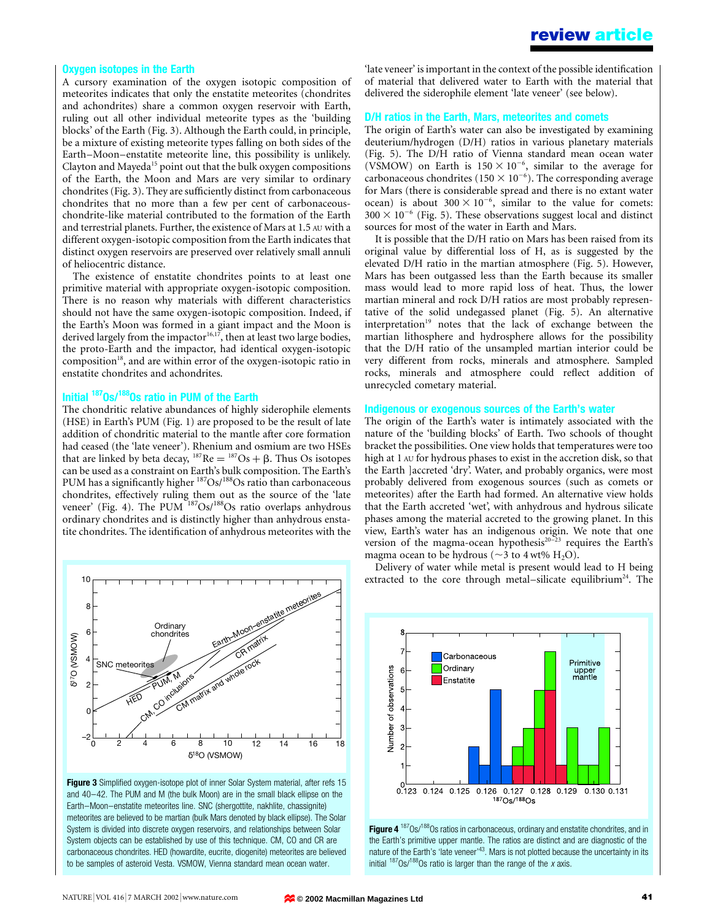## Oxygen isotopes in the Earth

A cursory examination of the oxygen isotopic composition of meteorites indicates that only the enstatite meteorites (chondrites and achondrites) share a common oxygen reservoir with Earth, ruling out all other individual meteorite types as the 'building blocks' of the Earth (Fig. 3). Although the Earth could, in principle, be a mixture of existing meteorite types falling on both sides of the Earth–Moon–enstatite meteorite line, this possibility is unlikely. Clayton and Mayeda[15] point out that the bulk oxygen compositions of the Earth, the Moon and Mars are very similar to ordinary chondrites (Fig. 3). They are sufficiently distinct from carbonaceous chondrites that no more than a few per cent of carbonaceous-chondrite-like material contributed to the formation of the Earth and terrestrial planets. Further, the existence of Mars at 1.5 AU with a different oxygen-isotopic composition from the Earth indicates that distinct oxygen reservoirs are preserved over relatively small annuli of heliocentric distance.

The existence of enstatite chondrites points to at least one primitive material with appropriate oxygen-isotopic composition. There is no reason why materials with different characteristics should not have the same oxygen-isotopic composition. Indeed, if the Earth's Moon was formed in a giant impact and the Moon is derived largely from the impactor[16,17], then at least two large bodies, the proto-Earth and the impactor, had identical oxygen-isotopic composition[18], and are within error of the oxygen-isotopic ratio in enstatite chondrites and achondrites.

## Initial $^{187}Os/^{188}Os$ ratio in PUM of the Earth

The chondritic relative abundances of highly siderophile elements (HSE) in Earth's PUM (Fig. 1) are proposed to be the result of late addition of chondritic material to the mantle after core formation had ceased (the 'late veneer'). Rhenium and osmium are two HSEs that are linked by beta decay, $^{187}Re = ^{187}Os + \beta$. Thus Os isotopes can be used as a constraint on Earth's bulk composition. The Earth's PUM has a significantly higher $^{187}Os/^{188}Os$ ratio than carbonaceous chondrites, effectively ruling them out as the source of the 'late veneer' (Fig. 4). The PUM $^{187}Os/^{188}Os$ ratio overlaps anhydrous ordinary chondrites and is distinctly higher than anhydrous enstatite chondrites. The identification of anhydrous meteorites with the 'late veneer' is important in the context of the possible identification of material that delivered water to Earth with the material that delivered the siderophile element 'late veneer' (see below).

**Figure 3** Simplified oxygen-isotope plot of inner Solar System material, after refs 15 and 40–42. The PUM and M (the bulk Moon) are in the small black ellipse on the Earth–Moon–enstatite meteorites line. SNC (shergottite, nakhlite, chassignite) meteorites are believed to be martian (bulk Mars denoted by black ellipse). The Solar System is divided into discrete oxygen reservoirs, and relationships between Solar System objects can be established by use of this technique. CM, CO and CR are carbonaceous chondrites. HED (howardite, eucrite, diogenite) meteorites are believed to be samples of asteroid Vesta. VSMOW, Vienna standard mean ocean water.

## D/H ratios in the Earth, Mars, meteorites and comets

The origin of Earth's water can also be investigated by examining deuterium/hydrogen (D/H) ratios in various planetary materials (Fig. 5). The D/H ratio of Vienna standard mean ocean water (VSMOW) on Earth is $150 \times 10^{-6}$, similar to the average for carbonaceous chondrites ($150 \times 10^{-6}$). The corresponding average for Mars (there is considerable spread and there is no extant water ocean) is about $300 \times 10^{-6}$, similar to the value for comets: $300 \times 10^{-6}$ (Fig. 5). These observations suggest local and distinct sources for most of the water in Earth and Mars.

It is possible that the D/H ratio on Mars has been raised from its original value by differential loss of H, as is suggested by the elevated D/H ratio in the martian atmosphere (Fig. 5). However, Mars has been outgassed less than the Earth because its smaller mass would lead to more rapid loss of heat. Thus, the lower martian mineral and rock D/H ratios are most probably representative of the solid undegassed planet (Fig. 5). An alternative interpretation[19] notes that the lack of exchange between the martian lithosphere and hydrosphere allows for the possibility that the D/H ratio of the unsampled martian interior could be very different from rocks, minerals and atmosphere. Sampled rocks, minerals and atmosphere could reflect addition of unrecycled cometary material.

## Indigenous or exogenous sources of the Earth's water

The origin of the Earth's water is intimately associated with the nature of the 'building blocks' of Earth. Two schools of thought bracket the possibilities. One view holds that temperatures were too high at 1 AU for hydrous phases to exist in the accretion disk, so that the Earth ]accreted 'dry'. Water, and probably organics, were most probably delivered from exogenous sources (such as comets or meteorites) after the Earth had formed. An alternative view holds that the Earth accreted 'wet', with anhydrous and hydrous silicate phases among the material accreted to the growing planet. In this view, Earth's water has an indigenous origin. We note that one version of the magma-ocean hypothesis[20–23] requires the Earth's magma ocean to be hydrous (~3 to 4 wt% $H_2O$).

Delivery of water while metal is present would lead to H being extracted to the core through metal–silicate equilibrium[24]. The

**Figure 4** $^{187}Os/^{188}Os$ ratios in carbonaceous, ordinary and enstatite chondrites, and in the Earth's primitive upper mantle. The ratios are distinct and are diagnostic of the nature of the Earth's 'late veneer'[43]. Mars is not plotted because the uncertainty in its initial $^{187}Os/^{188}Os$ ratio is larger than the range of the *x* axis.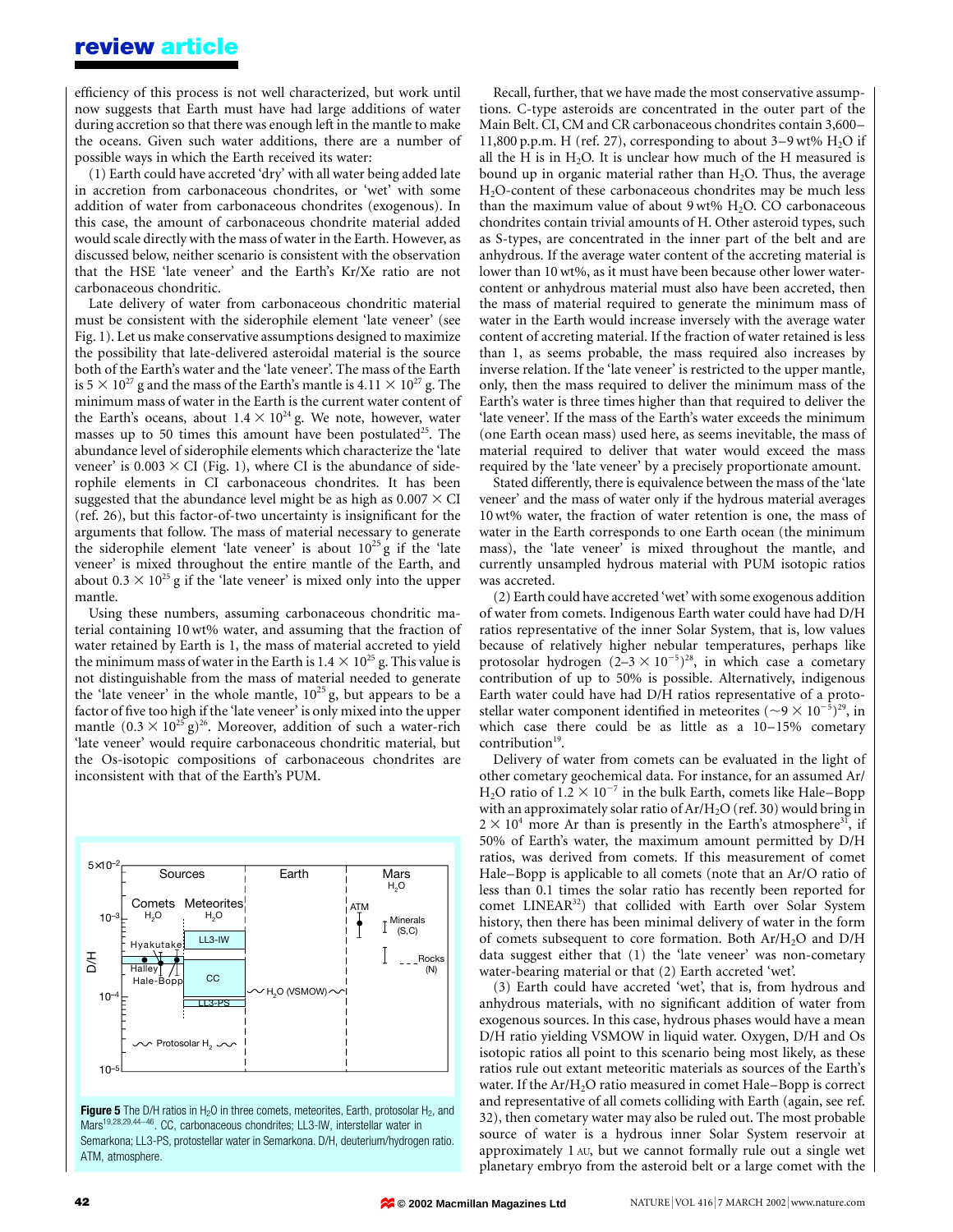efficiency of this process is not well characterized, but work until now suggests that Earth must have had large additions of water during accretion so that there was enough left in the mantle to make the oceans. Given such water additions, there are a number of possible ways in which the Earth received its water:

(1) Earth could have accreted 'dry' with all water being added late in accretion from carbonaceous chondrites, or 'wet' with some addition of water from carbonaceous chondrites (exogenous). In this case, the amount of carbonaceous chondrite material added would scale directly with the mass of water in the Earth. However, as discussed below, neither scenario is consistent with the observation that the HSE 'late veneer' and the Earth's Kr/Xe ratio are not carbonaceous chondritic.

Late delivery of water from carbonaceous chondritic material must be consistent with the siderophile element 'late veneer' (see Fig. 1). Let us make conservative assumptions designed to maximize the possibility that late-delivered asteroidal material is the source both of the Earth's water and the 'late veneer'. The mass of the Earth is $5 \times 10^{27}$ g and the mass of the Earth's mantle is $4.11 \times 10^{27}$ g. The minimum mass of water in the Earth is the current water content of the Earth's oceans, about $1.4 \times 10^{24}$ g. We note, however, water masses up to 50 times this amount have been postulated[25]. The abundance level of siderophile elements which characterize the 'late veneer' is $0.003 \times$ CI (Fig. 1), where CI is the abundance of siderophile elements in CI carbonaceous chondrites. It has been suggested that the abundance level might be as high as $0.007 \times$ CI (ref. 26), but this factor-of-two uncertainty is insignificant for the arguments that follow. The mass of the material necessary to generate the siderophile element 'late veneer' is about $10^{25}$ g if the 'late veneer' is mixed throughout the entire mantle of the Earth, and about $0.3 \times 10^{25}$ g if the 'late veneer' is mixed only into the upper mantle.

Using these numbers, assuming carbonaceous chondritic material containing 10 wt% water, and assuming that the fraction of water retained by Earth is 1, the mass of material accreted to yield the minimum mass of water in the Earth is $1.4 \times 10^{25}$ g. This value is not distinguishable from the mass of material needed to generate the 'late veneer' in the whole mantle, $10^{25}$ g, but appears to be a factor of five too high if the 'late veneer' is only mixed into the upper mantle ($0.3 \times 10^{25}$ g)[26]. Moreover, addition of such a water-rich 'late veneer' would require carbonaceous chondritic material, but the Os-isotopic compositions of carbonaceous chondrites are inconsistent with that of the Earth's PUM.

**Figure 5** The D/H ratios in $H_2O$ in three comets, meteorites, Earth, protosolar $H_2$, and Mars[19,28,29,44–46]. CC, carbonaceous chondrites; LL3-IW, interstellar water in Semarkona; LL3-PS, protostellar water in Semarkona. D/H, deuterium/hydrogen ratio. ATM, atmosphere.

Recall, further, that we have made the most conservative assumptions. C-type asteroids are concentrated in the outer part of the Main Belt. CI, CM and CR carbonaceous chondrites contain 3,600–11,800 p.p.m. H (ref. 27), corresponding to about 3–9 wt% $H_2O$ if all the H is in $H_2O$. It is unclear how much of the H measured is bound up in organic material rather than $H_2O$. Thus, the average $H_2O$-content of these carbonaceous chondrites may be much less than the maximum value of about 9 wt% $H_2O$. CO carbonaceous chondrites contain trivial amounts of H. Other asteroid types, such as S-types, are concentrated in the inner part of the belt and are anhydrous. If the average water content of the accreting material is lower than 10 wt%, as it must have been because other lower water-content or anhydrous material must also have been accreted, then the mass of material required to generate the minimum mass of water in the Earth would increase inversely with the average water content of accreting material. If the fraction of water retained is less than 1, as seems probable, the mass required also increases by inverse relation. If the 'late veneer' is restricted to the upper mantle, only, then the mass required to deliver the minimum mass of the Earth's water is three times higher than that required to deliver the 'late veneer'. If the mass of the Earth's water exceeds the minimum (one Earth ocean mass) used here, as seems inevitable, the mass of material required to deliver that water would exceed the mass required by the 'late veneer' by a precisely proportionate amount.

Stated differently, there is equivalence between the mass of the 'late veneer' and the mass of water only if the hydrous material averages 10 wt% water, the fraction of water retention is one, the mass of water in the Earth corresponds to one Earth ocean (the minimum mass), the 'late veneer' is mixed throughout the mantle, and currently unsampled hydrous material with PUM isotopic ratios was accreted.

(2) Earth could have accreted 'wet' with some exogenous addition of water from comets. Indigenous Earth water could have had D/H ratios representative of the inner Solar System, that is, low values because of relatively higher nebular temperatures, perhaps like protosolar hydrogen ($2–3 \times 10^{-5}$)[28], in which case a cometary contribution of up to 50% is possible. Alternatively, indigenous Earth water could have had D/H ratios representative of a protostellar water component identified in meteorites ($\sim 9 \times 10^{-5}$)[29], in which case there could be as little as a 10–15% cometary contribution[19].

Delivery of water from comets can be evaluated in the light of other cometary geochemical data. For instance, for an assumed Ar/$H_2O$ ratio of $1.2 \times 10^{-7}$ in the bulk Earth, comets like Hale–Bopp with an approximately solar ratio of Ar/$H_2O$ (ref. 30) would bring in $2 \times 10^4$ more Ar than is presently in the Earth's atmosphere[31], if 50% of Earth's water, the maximum amount permitted by D/H ratios, was derived from comets. If this measurement of comet Hale–Bopp is applicable to all comets (note that an Ar/O ratio of less than 0.1 times the solar ratio has recently been reported for comet LINEAR[32]) that collided with Earth over Solar System history, then there has been minimal delivery of water in the form of comets subsequent to core formation. Both Ar/$H_2O$ and D/H data suggest either that (1) the 'late veneer' was non-cometary water-bearing material or that (2) Earth accreted 'wet'.

(3) Earth could have accreted 'wet', that is, from hydrous and anhydrous materials, with no significant addition of water from exogenous sources. In this case, hydrous phases would have a mean D/H ratio yielding VSMOW in liquid water. Oxygen, D/H and Os isotopic ratios all point to this scenario being most likely, as these ratios rule out extant meteoritic materials as sources of the Earth's water. If the Ar/$H_2O$ ratio measured in comet Hale–Bopp is correct and representative of all comets colliding with Earth (again, see ref. 32), then cometary water may also be ruled out. The most probable source of water is a hydrous inner Solar System reservoir at approximately 1 AU, but we cannot formally rule out a single wet planetary embryo from the asteroid belt or a large comet with the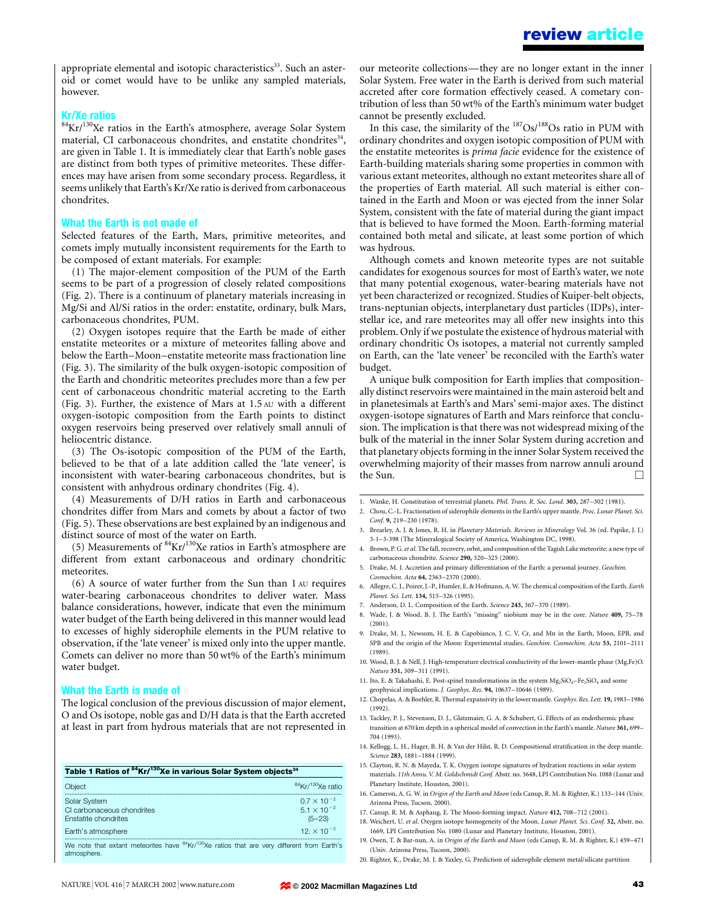appropriate elemental and isotopic characteristics[33]. Such an asteroid or comet would have to be unlike any sampled materials, however.

## Kr/Xe ratios

$^{84}Kr/^{130}Xe$ ratios in the Earth's atmosphere, average Solar System material, CI carbonaceous chondrites, and enstatite chondrites[34], are given in Table 1. It is immediately clear that Earth's noble gases are distinct from both types of primitive meteorites. These differences may have arisen from some secondary process. Regardless, it seems unlikely that Earth's Kr/Xe ratio is derived from carbonaceous chondrites.

## What the Earth is not made of

Selected features of the Earth, Mars, primitive meteorites, and comets imply mutually inconsistent requirements for the Earth to be composed of extant materials. For example:

(1) The major-element composition of the PUM of the Earth seems to be part of a progression of closely related compositions (Fig. 2). There is a continuum of planetary materials increasing in Mg/Si and Al/Si ratios in the order: enstatite, ordinary, bulk Mars, carbonaceous chondrites, PUM.

(2) Oxygen isotopes require that the Earth be made of either enstatite meteorites or a mixture of meteorites falling above and below the Earth–Moon–enstatite meteorite mass fractionation line (Fig. 3). The similarity of the bulk oxygen-isotopic composition of the Earth and chondritic meteorites precludes more than a few per cent of carbonaceous chondritic material accreting to the Earth (Fig. 3). Further, the existence of Mars at 1.5 AU with a different oxygen-isotopic composition from the Earth points to distinct oxygen reservoirs being preserved over relatively small annuli of heliocentric distance.

(3) The Os-isotopic composition of the PUM of the Earth, believed to be that of a late addition called the 'late veneer', is inconsistent with water-bearing carbonaceous chondrites, but is consistent with anhydrous ordinary chondrites (Fig. 4).

(4) Measurements of D/H ratios in Earth and carbonaceous chondrites differ from Mars and comets by about a factor of two (Fig. 5). These observations are best explained by an indigenous and distinct source of most of the water on Earth.

(5) Measurements of $^{84}Kr/^{130}Xe$ ratios in Earth's atmosphere are different from extant carbonaceous and ordinary chondritic meteorites.

(6) A source of water further from the Sun than 1 AU requires water-bearing carbonaceous chondrites to deliver water. Mass balance considerations, however, indicate that even the minimum water budget of the Earth being delivered in this manner would lead to excesses of highly siderophile elements in the PUM relative to observation, if the 'late veneer' is mixed only into the upper mantle. Comets can deliver no more than 50 wt% of the Earth's minimum water budget.

## What the Earth is made of

The logical conclusion of the previous discussion of major element, O and Os isotope, noble gas and D/H data is that the Earth accreted at least in part from hydrous materials that are not represented in our meteorite collections—they are no longer extant in the inner Solar System. Free water in the Earth is derived from such material accreted after core formation effectively ceased. A cometary contribution of less than 50 wt% of the Earth's minimum water budget cannot be presently excluded.

In this case, the similarity of the $^{187}Os/^{188}Os$ ratio in PUM with ordinary chondrites and oxygen isotopic composition of PUM with the enstatite meteorites is *prima facie* evidence for the existence of Earth-building materials sharing some properties in common with various extant meteorites, although no extant meteorites share all of the properties of Earth material. All such material is either contained in the Earth and Moon or was ejected from the inner Solar System, consistent with the fate of material during the giant impact that is believed to have formed the Moon. Earth-forming material contained both metal and silicate, at least some portion of which was hydrous.

Although comets and known meteorite types are not suitable candidates for exogenous sources for most of Earth's water, we note that many potential exogenous, water-bearing materials have not yet been characterized or recognized. Studies of Kuiper-belt objects, trans-neptunian objects, interplanetary dust particles (IDPs), interstellar ice, and rare meteorites may all offer new insights into this problem. Only if we postulate the existence of hydrous material with ordinary chondritic Os isotopes, a material not currently sampled on Earth, can the 'late veneer' be reconciled with the Earth's water budget.

A unique bulk composition for Earth implies that compositionally distinct reservoirs were maintained in the main asteroid belt and in planetesimals at Earth's and Mars' semi-major axes. The distinct oxygen-isotope signatures of Earth and Mars reinforce that conclusion. The implication is that there was not widespread mixing of the bulk of the material in the inner Solar System during accretion and that planetary objects forming in the inner Solar System received the overwhelming majority of their masses from narrow annuli around the Sun. □

**Table 1 Ratios of $^{84}Kr/^{130}Xe$ in various Solar System objects[34]**

| Object | $^{84}Kr/^{130}Xe$ ratio |
|---|---|
| Solar System | $0.7 \times 10^{-2}$ |
| CI carbonaceous chondrites | $5.1 \times 10^{-2}$ |
| Enstatite chondrites | (5–23) |
| Earth's atmosphere | $12. \times 10^{-2}$ |

We note that extant meteorites have $^{84}Kr/^{130}Xe$ ratios that are very different from Earth's atmosphere.

1. Wänke, H. Constitution of terrestrial planets. *Phil. Trans. R. Soc. Lond.* **303,** 287–302 (1981).
2. Chou, C.-L. Fractionation of siderophile elements in the Earth's upper mantle. *Proc. Lunar Planet. Sci. Conf.* **9,** 219–230 (1978).
3. Brearley, A. J. & Jones, R. H. in *Planetary Materials. Reviews in Mineralogy* Vol. 36 (ed. Papike, J. J.) 3-1–3-398 (The Mineralogical Society of America, Washington DC, 1998).
4. Brown, P. G. *et al.* The fall, recovery, orbit, and composition of the Tagish Lake meteorite: a new type of carbonaceous chondrite. *Science* **290,** 320–325 (2000).
5. Drake, M. J. Accretion and primary differentiation of the Earth: a personal journey. *Geochim. Cosmochim. Acta* **64,** 2363–2370 (2000).
6. Allegre, C. J., Poirer, J.-P., Humler, E. & Hofmann, A. W. The chemical composition of the Earth. *Earth Planet. Sci. Lett.* **134,** 515–526 (1995).
7. Anderson, D. L. Composition of the Earth. *Science* **243,** 367–370 (1989).
8. Wade, J. & Wood, B. J. The Earth's "missing" niobium may be in the core. *Nature* **409,** 75–78 (2001).
9. Drake, M. J., Newsom, H. E. & Capobianco, J. C. V, Cr, and Mn in the Earth, Moon, EPB, and SPB and the origin of the Moon: Experimental studies. *Geochim. Cosmochim. Acta* **53,** 2101–2111 (1989).
10. Wood, B. J. & Nell, J. High-temperature electrical conductivity of the lower-mantle phase (Mg,Fe)O. *Nature* **351,** 309–311 (1991).
11. Ito, E. & Takahashi, E. Post-spinel transformations in the system $Mg_2SiO_4$–$Fe_2SiO_4$ and some geophysical implications. *J. Geophys. Res.* **94,** 10637–10646 (1989).
12. Chopelas, A. & Boehler, R. Thermal expansivity in the lower mantle. *Geophys. Res. Lett.* **19,** 1983–1986 (1992).
13. Tackley, P. J., Stevenson, D. J., Glatzmaier, G. A. & Schubert, G. Effects of an endothermic phase transition at 670 km depth in a spherical model of convection in the Earth's mantle. *Nature* **361,** 699–704 (1993).
14. Kellogg, L. H., Hager, B. H. & Van der Hilst, R. D. Compositional stratification in the deep mantle. *Science* **283,** 1881–1884 (1999).
15. Clayton, R. N. & Mayeda, T. K. Oxygen isotope signatures of hydration reactions in solar system materials. *11th Annu. V. M. Goldschmidt Conf.* Abstr. no. 3648, LPI Contribution No. 1088 (Lunar and Planetary Institute, Houston, 2001).
16. Cameron, A. G. W. in *Origin of the Earth and Moon* (eds Canup, R. M. & Righter, K.) 133–144 (Univ. Arizona Press, Tucson, 2000).
17. Canup, R. M. & Asphaug, E. The Moon-forming impact. *Nature* **412,** 708–712 (2001).
18. Weichert, U. *et al.* Oxygen isotope homogeneity of the Moon. *Lunar Planet. Sci. Conf.* **32,** Abstr. no. 1669, LPI Contribution No. 1080 (Lunar and Planetary Institute, Houston, 2001).
19. Owen, T. & Bar-nun, A. in *Origin of the Earth and Moon* (eds Canup, R. M. & Righter, K.) 459–471 (Univ. Arizona Press, Tucson, 2000).
20. Righter, K., Drake, M. J. & Yaxley, G. Prediction of siderophile element metal/silicate partition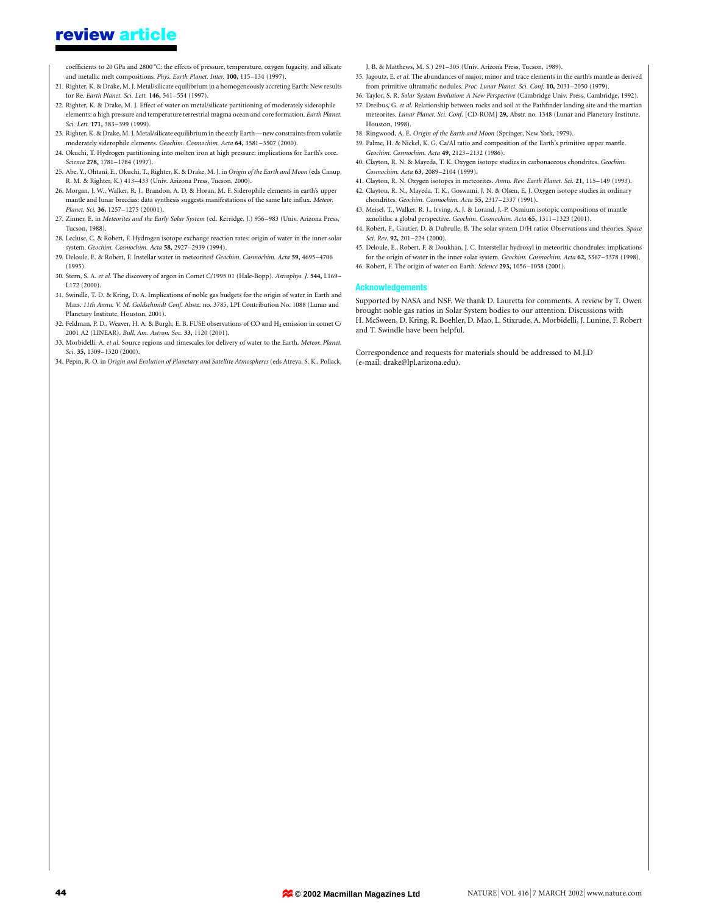coefficients to 20 GPa and 2800 °C: the effects of pressure, temperature, oxygen fugacity, and silicate and metallic melt compositions. *Phys. Earth Planet. Inter.* **100,** 115–134 (1997).

21. Righter, K. & Drake, M. J. Metal/silicate equilibrium in a homogeneously accreting Earth: New results for Re. *Earth Planet. Sci. Lett.* **146,** 541–554 (1997).
22. Righter, K. & Drake, M. J. Effect of water on metal/silicate partitioning of moderately siderophile elements: a high pressure and temperature terrestrial magma ocean and core formation. *Earth Planet. Sci. Lett.* **171,** 383–399 (1999).
23. Righter, K. & Drake, M. J. Metal/silicate equilibrium in the early Earth—new constraints from volatile moderately siderophile elements. *Geochim. Cosmochim. Acta* **64,** 3581–3507 (2000).
24. Okuchi, T. Hydrogen partitioning into molten iron at high pressure: implications for Earth's core. *Science* **278,** 1781–1784 (1997).
25. Abe, Y., Ohtani, E., Okuchi, T., Righter, K. & Drake, M. J. in *Origin of the Earth and Moon* (eds Canup, R. M. & Righter, K.) 413–433 (Univ. Arizona Press, Tucson, 2000).
26. Morgan, J. W., Walker, R. J., Brandon, A. D. & Horan, M. F. Siderophile elements in earth's upper mantle and lunar breccias: data synthesis suggests manifestations of the same late influx. *Meteor. Planet. Sci.* **36,** 1257–1275 (20001).
27. Zinner, E. in *Meteorites and the Early Solar System* (ed. Kerridge, J.) 956–983 (Univ. Arizona Press, Tucson, 1988).
28. Lecluse, C. & Robert, F. Hydrogen isotope exchange reaction rates: origin of water in the inner solar system. *Geochim. Cosmochim. Acta* **58,** 2927–2939 (1994).
29. Deloule, E. & Robert, F. Instellar water in meteorites? *Geochim. Cosmochim. Acta* **59,** 4695–4706 (1995).
30. Stern, S. A. *et al.* The discovery of argon in Comet C/1995 01 (Hale-Bopp). *Astrophys. J.* **544,** L169–L172 (2000).
31. Swindle, T. D. & Kring, D. A. Implications of noble gas budgets for the origin of water in Earth and Mars. *11th Annu. V. M. Goldschmidt Conf.* Abstr. no. 3785, LPI Contribution No. 1088 (Lunar and Planetary Institute, Houston, 2001).
32. Feldman, P. D., Weaver, H. A. & Burgh, E. B. FUSE observations of CO and $H_2$ emission in comet C/2001 A2 (LINEAR). *Bull. Am. Astron. Soc.* **33,** 1120 (2001).
33. Morbidelli, A. *et al.* Source regions and timescales for delivery of water to the Earth. *Meteor. Planet. Sci.* **35,** 1309–1320 (2000).
34. Pepin, R. O. in *Origin and Evolution of Planetary and Satellite Atmospheres* (eds Atreya, S. K., Pollack, J. B. & Matthews, M. S.) 291–305 (Univ. Arizona Press, Tucson, 1989).
35. Jagoutz, E. *et al.* The abundances of major, minor and trace elements in the earth's mantle as derived from primitive ultramafic nodules. *Proc. Lunar Planet. Sci. Conf.* **10,** 2031–2050 (1979).
36. Taylor, S. R. *Solar System Evolution: A New Perspective* (Cambridge Univ. Press, Cambridge, 1992).
37. Dreibus, G. *et al.* Relationship between rocks and soil at the Pathfinder landing site and the martian meteorites. *Lunar Planet. Sci. Conf.* [CD-ROM] **29,** Abstr. no. 1348 (Lunar and Planetary Institute, Houston, 1998).
38. Ringwood, A. E. *Origin of the Earth and Moon* (Springer, New York, 1979).
39. Palme, H. & Nickel, K. G. Ca/Al ratio and composition of the Earth's primitive upper mantle. *Geochim. Cosmochim. Acta* **49,** 2123–2132 (1986).
40. Clayton, R. N. & Mayeda, T. K. Oxygen isotope studies in carbonaceous chondrites. *Geochim. Cosmochim. Acta* **63,** 2089–2104 (1999).
41. Clayton, R. N. Oxygen isotopes in meteorites. *Annu. Rev. Earth Planet. Sci.* **21,** 115–149 (1993).
42. Clayton, R. N., Mayeda, T. K., Goswami, J. N. & Olsen, E. J. Oxygen isotope studies in ordinary chondrites. *Geochim. Cosmochim. Acta* **55,** 2317–2337 (1991).
43. Meisel, T., Walker, R. J., Irving, A. J. & Lorand, J.-P. Osmium isotopic compositions of mantle xenoliths: a global perspective. *Geochim. Cosmochim. Acta* **65,** 1311–1323 (2001).
44. Robert, F., Gautier, D. & Dubrulle, B. The solar system D/H ratio: Observations and theories. *Space Sci. Rev.* **92,** 201–224 (2000).
45. Deloule, E., Robert, F. & Doukhan, J. C. Interstellar hydroxyl in meteoritic chondrules: implications for the origin of water in the inner solar system. *Geochim. Cosmochim. Acta* **62,** 3367–3378 (1998).
46. Robert, F. The origin of water on Earth. *Science* **293,** 1056–1058 (2001).

### Acknowledgements

Supported by NASA and NSF. We thank D. Lauretta for comments. A review by T. Owen brought noble gas ratios in Solar System bodies to our attention. Discussions with H. McSween, D. Kring, R. Boehler, D. Mao, L. Stixrude, A. Morbidelli, J. Lunine, F. Robert and T. Swindle have been helpful.

Correspondence and requests for materials should be addressed to M.J.D (e-mail: drake@lpl.arizona.edu).